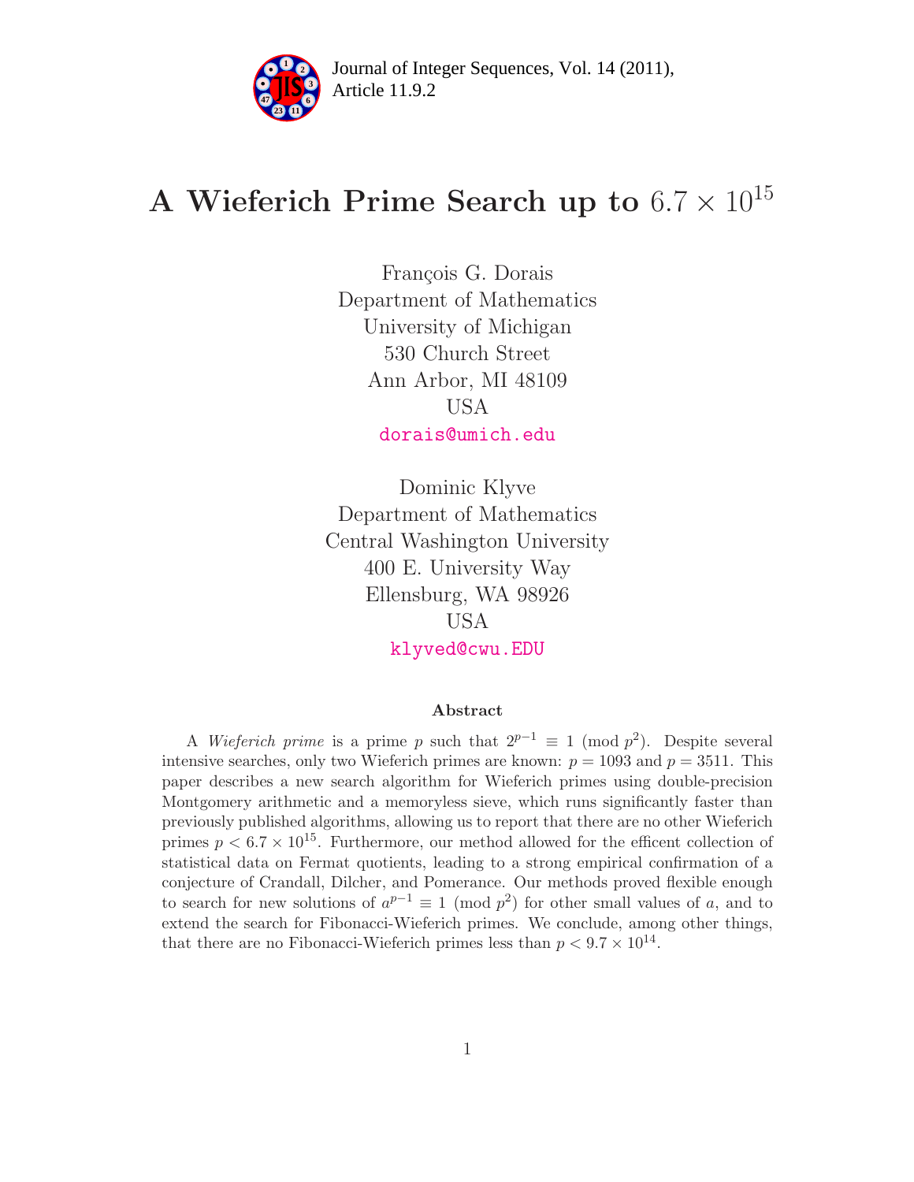# A Wieferich Prime Search up to $6.7 \times 10^{15}$

François G. Dorais
Department of Mathematics
University of Michigan
530 Church Street
Ann Arbor, MI 48109
USA
dorais@umich.edu

Dominic Klyve
Department of Mathematics
Central Washington University
400 E. University Way
Ellensburg, WA 98926
USA
klyved@cwu.EDU

### Abstract

A *Wieferich prime* is a prime $p$ such that $2^{p-1} \equiv 1 \pmod{p^2}$. Despite several intensive searches, only two Wieferich primes are known: $p = 1093$ and $p = 3511$. This paper describes a new search algorithm for Wieferich primes using double-precision Montgomery arithmetic and a memoryless sieve, which runs significantly faster than previously published algorithms, allowing us to report that there are no other Wieferich primes $p < 6.7 \times 10^{15}$. Furthermore, our method allowed for the efficent collection of statistical data on Fermat quotients, leading to a strong empirical confirmation of a conjecture of Crandall, Dilcher, and Pomerance. Our methods proved flexible enough to search for new solutions of $a^{p-1} \equiv 1 \pmod{p^2}$ for other small values of $a$, and to extend the search for Fibonacci-Wieferich primes. We conclude, among other things, that there are no Fibonacci-Wieferich primes less than $p < 9.7 \times 10^{14}$.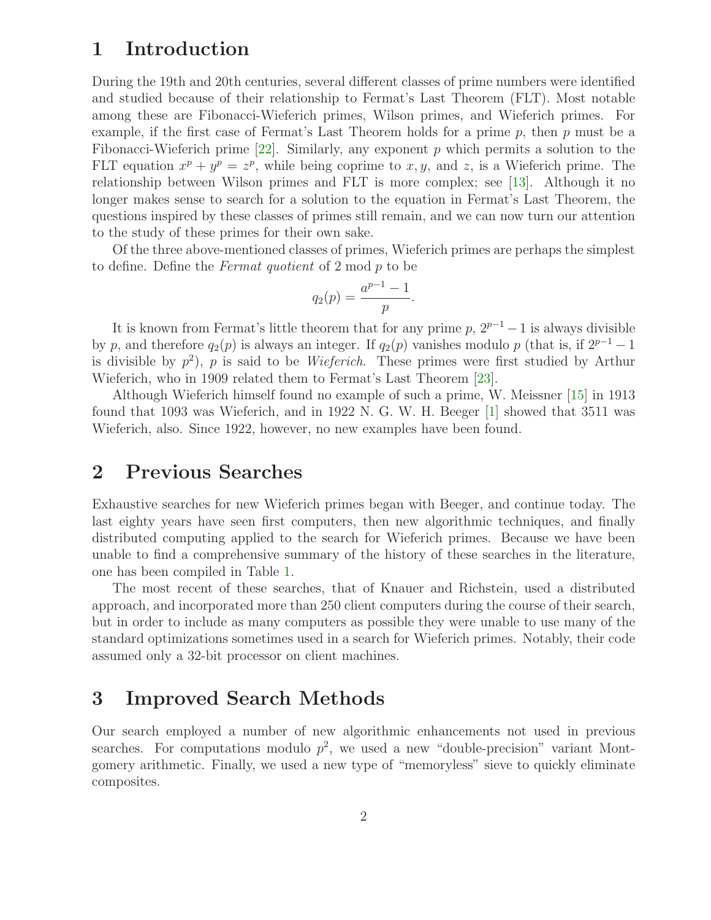# 1 Introduction

During the 19th and 20th centuries, several different classes of prime numbers were identified and studied because of their relationship to Fermat's Last Theorem (FLT). Most notable among these are Fibonacci-Wieferich primes, Wilson primes, and Wieferich primes. For example, if the first case of Fermat's Last Theorem holds for a prime $p$, then $p$ must be a Fibonacci-Wieferich prime [22]. Similarly, any exponent $p$ which permits a solution to the FLT equation $x^p + y^p = z^p$, while being coprime to $x, y$, and $z$, is a Wieferich prime. The relationship between Wilson primes and FLT is more complex; see [13]. Although it no longer makes sense to search for a solution to the equation in Fermat's Last Theorem, the questions inspired by these classes of primes still remain, and we can now turn our attention to the study of these primes for their own sake.

Of the three above-mentioned classes of primes, Wieferich primes are perhaps the simplest to define. Define the *Fermat quotient* of 2 mod $p$ to be

$$q_2(p) = \frac{a^{p-1} - 1}{p}.$$

It is known from Fermat's little theorem that for any prime $p$, $2^{p-1} - 1$ is always divisible by $p$, and therefore $q_2(p)$ is always an integer. If $q_2(p)$ vanishes modulo $p$ (that is, if $2^{p-1} - 1$ is divisible by $p^2$), $p$ is said to be *Wieferich*. These primes were first studied by Arthur Wieferich, who in 1909 related them to Fermat's Last Theorem [23].

Although Wieferich himself found no example of such a prime, W. Meissner [15] in 1913 found that 1093 was Wieferich, and in 1922 N. G. W. H. Beeger [1] showed that 3511 was Wieferich, also. Since 1922, however, no new examples have been found.

# 2 Previous Searches

Exhaustive searches for new Wieferich primes began with Beeger, and continue today. The last eighty years have seen first computers, then new algorithmic techniques, and finally distributed computing applied to the search for Wieferich primes. Because we have been unable to find a comprehensive summary of the history of these searches in the literature, one has been compiled in Table 1.

The most recent of these searches, that of Knauer and Richstein, used a distributed approach, and incorporated more than 250 client computers during the course of their search, but in order to include as many computers as possible they were unable to use many of the standard optimizations sometimes used in a search for Wieferich primes. Notably, their code assumed only a 32-bit processor on client machines.

# 3 Improved Search Methods

Our search employed a number of new algorithmic enhancements not used in previous searches. For computations modulo $p^2$, we used a new "double-precision" variant Montgomery arithmetic. Finally, we used a new type of "memoryless" sieve to quickly eliminate composites.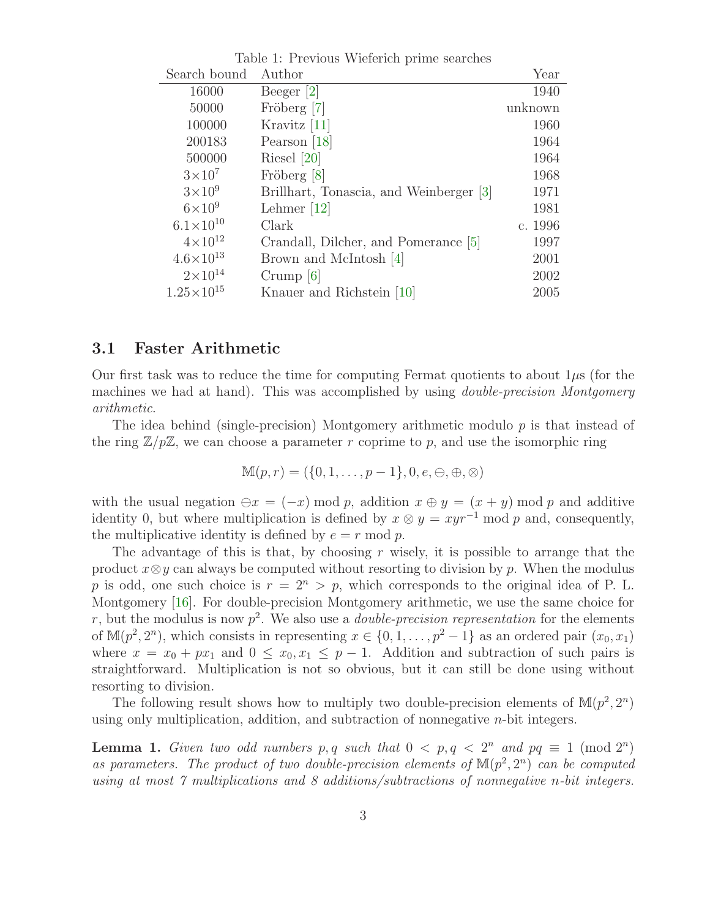Table 1: Previous Wieferich prime searches

| Search bound | Author | Year |
|---|---|---|
| 16000 | Beeger [2] | 1940 |
| 50000 | Fröberg [7] | unknown |
| 100000 | Kravitz [11] | 1960 |
| 200183 | Pearson [18] | 1964 |
| 500000 | Riesel [20] | 1964 |
| $3\times10^{7}$ | Fröberg [8] | 1968 |
| $3\times10^{9}$ | Brillhart, Tonascia, and Weinberger [3] | 1971 |
| $6\times10^{9}$ | Lehmer [12] | 1981 |
| $6.1\times10^{10}$ | Clark | c. 1996 |
| $4\times10^{12}$ | Crandall, Dilcher, and Pomerance [5] | 1997 |
| $4.6\times10^{13}$ | Brown and McIntosh [4] | 2001 |
| $2\times10^{14}$ | Crump [6] | 2002 |
| $1.25\times10^{15}$ | Knauer and Richstein [10] | 2005 |

## 3.1 Faster Arithmetic

Our first task was to reduce the time for computing Fermat quotients to about $1\mu$s (for the machines we had at hand). This was accomplished by using *double-precision Montgomery arithmetic*.

The idea behind (single-precision) Montgomery arithmetic modulo $p$ is that instead of the ring $\mathbb{Z}/p\mathbb{Z}$, we can choose a parameter $r$ coprime to $p$, and use the isomorphic ring

$$\mathbb{M}(p, r) = (\{0, 1, \ldots, p-1\}, 0, e, \ominus, \oplus, \otimes)$$

with the usual negation $\ominus x = (-x) \bmod p$, addition $x \oplus y = (x + y) \bmod p$ and additive identity 0, but where multiplication is defined by $x \otimes y = xyr^{-1} \bmod p$ and, consequently, the multiplicative identity is defined by $e = r \bmod p$.

The advantage of this is that, by choosing $r$ wisely, it is possible to arrange that the product $x \otimes y$ can always be computed without resorting to division by $p$. When the modulus $p$ is odd, one such choice is $r = 2^n > p$, which corresponds to the original idea of P. L. Montgomery [16]. For double-precision Montgomery arithmetic, we use the same choice for $r$, but the modulus is now $p^2$. We also use a *double-precision representation* for the elements of $\mathbb{M}(p^2, 2^n)$, which consists in representing $x \in \{0, 1, \ldots, p^2 - 1\}$ as an ordered pair $(x_0, x_1)$ where $x = x_0 + px_1$ and $0 \leq x_0, x_1 \leq p - 1$. Addition and subtraction of such pairs is straightforward. Multiplication is not so obvious, but it can still be done using without resorting to division.

The following result shows how to multiply two double-precision elements of $\mathbb{M}(p^2, 2^n)$ using only multiplication, addition, and subtraction of nonnegative $n$-bit integers.

**Lemma 1.** *Given two odd numbers $p, q$ such that $0 < p, q < 2^n$ and $pq \equiv 1 \pmod{2^n}$ as parameters. The product of two double-precision elements of $\mathbb{M}(p^2, 2^n)$ can be computed using at most 7 multiplications and 8 additions/subtractions of nonnegative $n$-bit integers.*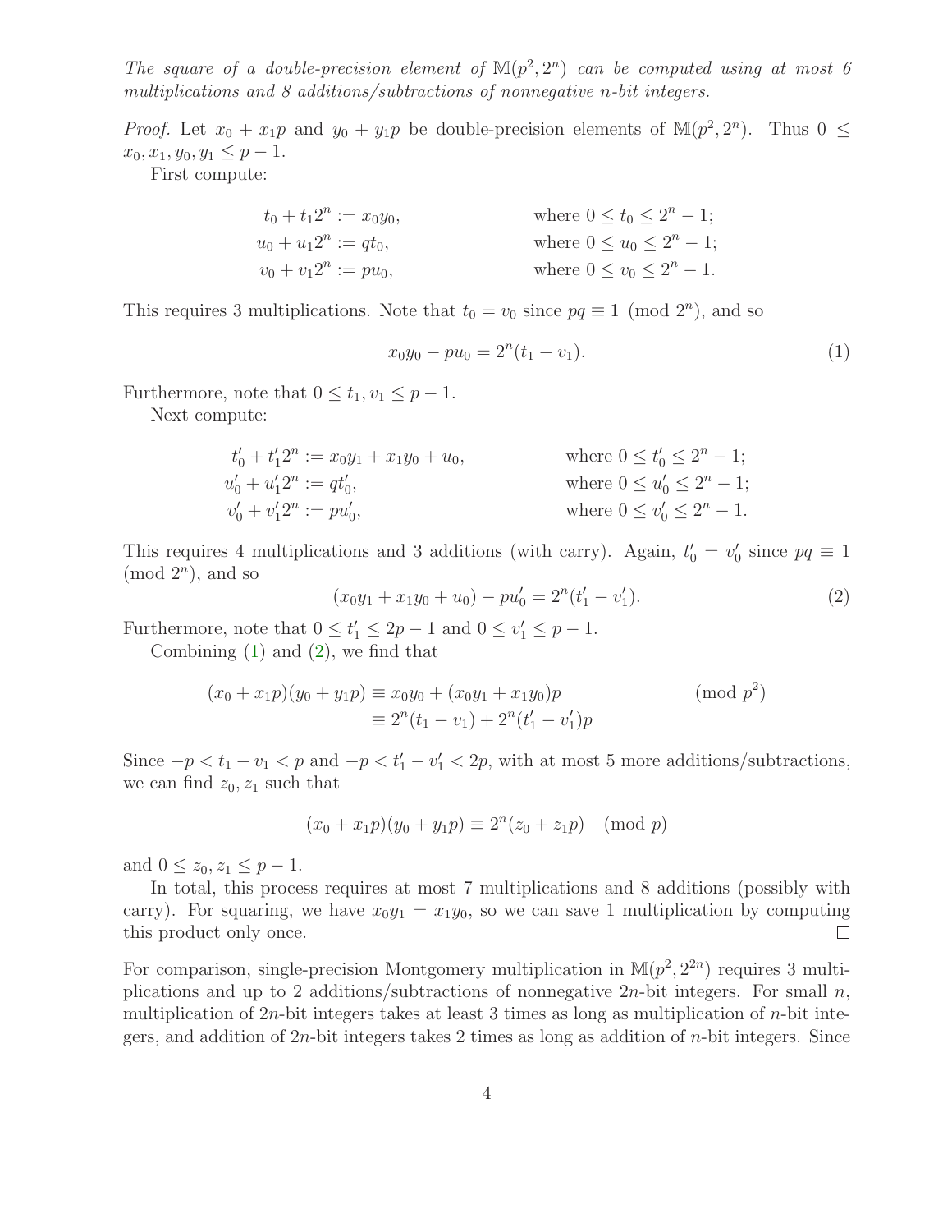*The square of a double-precision element of $\mathbb{M}(p^2, 2^n)$ can be computed using at most 6 multiplications and 8 additions/subtractions of nonnegative $n$-bit integers.*

*Proof.* Let $x_0 + x_1 p$ and $y_0 + y_1 p$ be double-precision elements of $\mathbb{M}(p^2, 2^n)$. Thus $0 \leq x_0, x_1, y_0, y_1 \leq p - 1$.

First compute:

$$\begin{aligned} t_0 + t_1 2^n &:= x_0 y_0, && \text{where } 0 \leq t_0 \leq 2^n - 1; \\ u_0 + u_1 2^n &:= q t_0, && \text{where } 0 \leq u_0 \leq 2^n - 1; \\ v_0 + v_1 2^n &:= p u_0, && \text{where } 0 \leq v_0 \leq 2^n - 1. \end{aligned}$$

This requires 3 multiplications. Note that $t_0 = v_0$ since $pq \equiv 1 \pmod{2^n}$, and so

$$x_0 y_0 - p u_0 = 2^n (t_1 - v_1). \tag{1}$$

Furthermore, note that $0 \leq t_1, v_1 \leq p - 1$.

Next compute:

$$\begin{aligned} t'_0 + t'_1 2^n &:= x_0 y_1 + x_1 y_0 + u_0, && \text{where } 0 \leq t'_0 \leq 2^n - 1; \\ u'_0 + u'_1 2^n &:= q t'_0, && \text{where } 0 \leq u'_0 \leq 2^n - 1; \\ v'_0 + v'_1 2^n &:= p u'_0, && \text{where } 0 \leq v'_0 \leq 2^n - 1. \end{aligned}$$

This requires 4 multiplications and 3 additions (with carry). Again, $t'_0 = v'_0$ since $pq \equiv 1 \pmod{2^n}$, and so

$$(x_0 y_1 + x_1 y_0 + u_0) - p u'_0 = 2^n (t'_1 - v'_1). \tag{2}$$

Furthermore, note that $0 \leq t'_1 \leq 2p - 1$ and $0 \leq v'_1 \leq p - 1$.

Combining (1) and (2), we find that

$$\begin{aligned} (x_0 + x_1 p)(y_0 + y_1 p) &\equiv x_0 y_0 + (x_0 y_1 + x_1 y_0) p && \pmod{p^2} \\ &\equiv 2^n (t_1 - v_1) + 2^n (t'_1 - v'_1) p \end{aligned}$$

Since $-p < t_1 - v_1 < p$ and $-p < t'_1 - v'_1 < 2p$, with at most 5 more additions/subtractions, we can find $z_0, z_1$ such that

$$(x_0 + x_1 p)(y_0 + y_1 p) \equiv 2^n (z_0 + z_1 p) \pmod{p}$$

and $0 \leq z_0, z_1 \leq p - 1$.

In total, this process requires at most 7 multiplications and 8 additions (possibly with carry). For squaring, we have $x_0 y_1 = x_1 y_0$, so we can save 1 multiplication by computing this product only once. ∎

For comparison, single-precision Montgomery multiplication in $\mathbb{M}(p^2, 2^{2n})$ requires 3 multiplications and up to 2 additions/subtractions of nonnegative $2n$-bit integers. For small $n$, multiplication of $2n$-bit integers takes at least 3 times as long as multiplication of $n$-bit integers, and addition of $2n$-bit integers takes 2 times as long as addition of $n$-bit integers. Since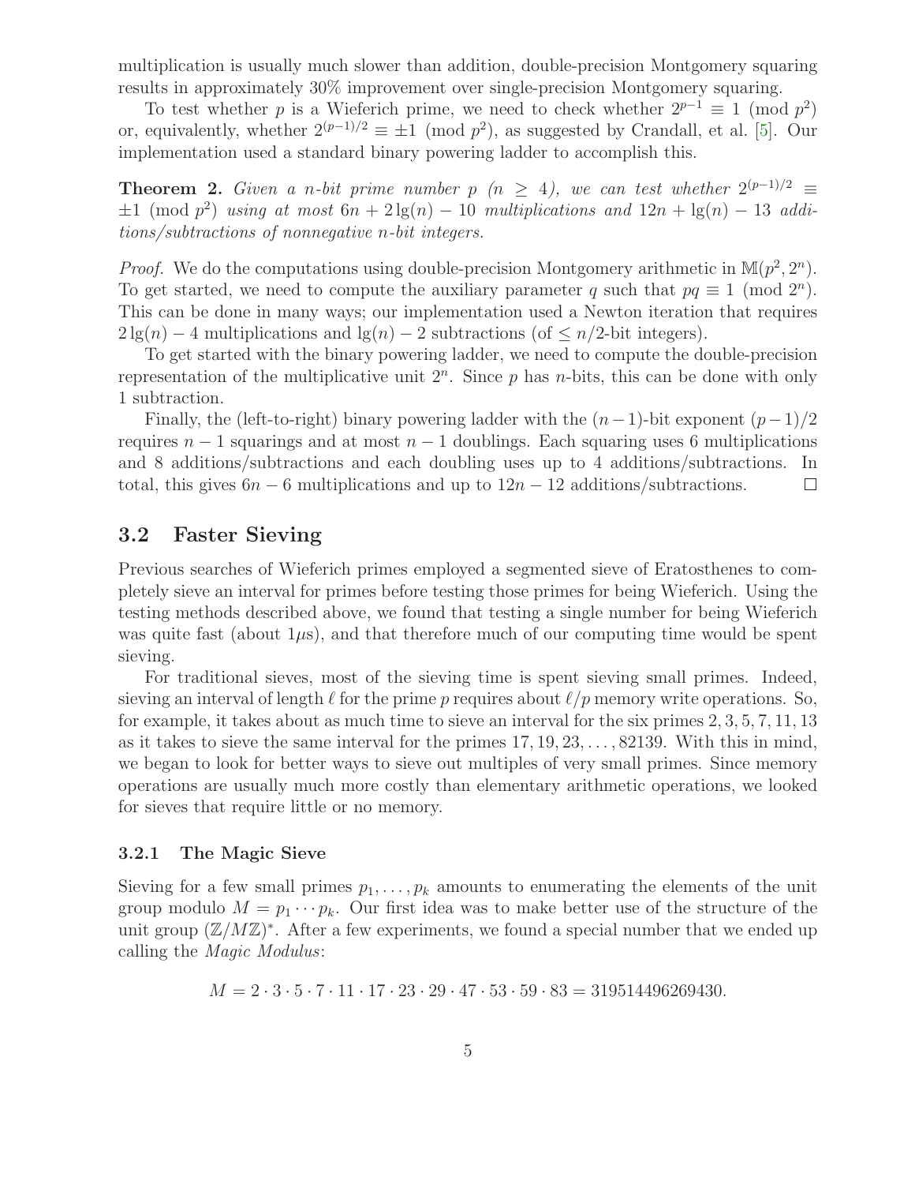multiplication is usually much slower than addition, double-precision Montgomery squaring results in approximately 30% improvement over single-precision Montgomery squaring.

To test whether $p$ is a Wieferich prime, we need to check whether $2^{p-1} \equiv 1 \pmod{p^2}$ or, equivalently, whether $2^{(p-1)/2} \equiv \pm 1 \pmod{p^2}$, as suggested by Crandall, et al. [5]. Our implementation used a standard binary powering ladder to accomplish this.

**Theorem 2.** *Given a $n$-bit prime number $p$ ($n \geq 4$), we can test whether $2^{(p-1)/2} \equiv \pm 1 \pmod{p^2}$ using at most $6n + 2\lg(n) - 10$ multiplications and $12n + \lg(n) - 13$ additions/subtractions of nonnegative $n$-bit integers.*

*Proof.* We do the computations using double-precision Montgomery arithmetic in $\mathbb{M}(p^2, 2^n)$. To get started, we need to compute the auxiliary parameter $q$ such that $pq \equiv 1 \pmod{2^n}$. This can be done in many ways; our implementation used a Newton iteration that requires $2\lg(n) - 4$ multiplications and $\lg(n) - 2$ subtractions (of $\leq n/2$-bit integers).

To get started with the binary powering ladder, we need to compute the double-precision representation of the multiplicative unit $2^n$. Since $p$ has $n$-bits, this can be done with only 1 subtraction.

Finally, the (left-to-right) binary powering ladder with the $(n-1)$-bit exponent $(p-1)/2$ requires $n-1$ squarings and at most $n-1$ doublings. Each squaring uses 6 multiplications and 8 additions/subtractions and each doubling uses up to 4 additions/subtractions. In total, this gives $6n - 6$ multiplications and up to $12n - 12$ additions/subtractions. □

## 3.2 Faster Sieving

Previous searches of Wieferich primes employed a segmented sieve of Eratosthenes to completely sieve an interval for primes before testing those primes for being Wieferich. Using the testing methods described above, we found that testing a single number for being Wieferich was quite fast (about $1\mu$s), and that therefore much of our computing time would be spent sieving.

For traditional sieves, most of the sieving time is spent sieving small primes. Indeed, sieving an interval of length $\ell$ for the prime $p$ requires about $\ell/p$ memory write operations. So, for example, it takes about as much time to sieve an interval for the six primes $2, 3, 5, 7, 11, 13$ as it takes to sieve the same interval for the primes $17, 19, 23, \ldots, 82139$. With this in mind, we began to look for better ways to sieve out multiples of very small primes. Since memory operations are usually much more costly than elementary arithmetic operations, we looked for sieves that require little or no memory.

### 3.2.1 The Magic Sieve

Sieving for a few small primes $p_1, \ldots, p_k$ amounts to enumerating the elements of the unit group modulo $M = p_1 \cdots p_k$. Our first idea was to make better use of the structure of the unit group $(\mathbb{Z}/M\mathbb{Z})^*$. After a few experiments, we found a special number that we ended up calling the *Magic Modulus*:

$$M = 2 \cdot 3 \cdot 5 \cdot 7 \cdot 11 \cdot 17 \cdot 23 \cdot 29 \cdot 47 \cdot 53 \cdot 59 \cdot 83 = 319514496269430.$$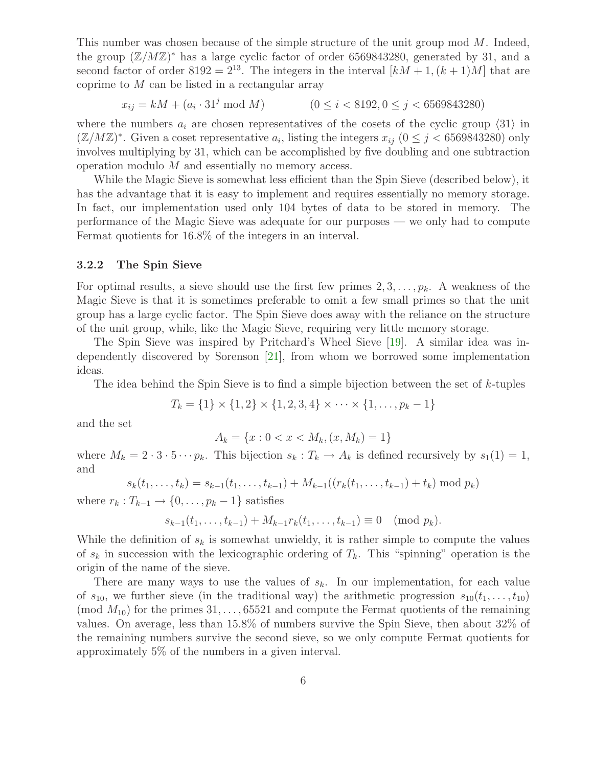This number was chosen because of the simple structure of the unit group mod $M$. Indeed, the group $(\mathbb{Z}/M\mathbb{Z})^*$ has a large cyclic factor of order 6569843280, generated by 31, and a second factor of order $8192 = 2^{13}$. The integers in the interval $[kM+1, (k+1)M]$ that are coprime to $M$ can be listed in a rectangular array

$$x_{ij} = kM + (a_i \cdot 31^j \bmod M) \qquad (0 \leq i < 8192, 0 \leq j < 6569843280)$$

where the numbers $a_i$ are chosen representatives of the cosets of the cyclic group $\langle 31 \rangle$ in $(\mathbb{Z}/M\mathbb{Z})^*$. Given a coset representative $a_i$, listing the integers $x_{ij}$ $(0 \leq j < 6569843280)$ only involves multiplying by 31, which can be accomplished by five doubling and one subtraction operation modulo $M$ and essentially no memory access.

While the Magic Sieve is somewhat less efficient than the Spin Sieve (described below), it has the advantage that it is easy to implement and requires essentially no memory storage. In fact, our implementation used only 104 bytes of data to be stored in memory. The performance of the Magic Sieve was adequate for our purposes — we only had to compute Fermat quotients for 16.8% of the integers in an interval.

### 3.2.2 The Spin Sieve

For optimal results, a sieve should use the first few primes $2, 3, \ldots, p_k$. A weakness of the Magic Sieve is that it is sometimes preferable to omit a few small primes so that the unit group has a large cyclic factor. The Spin Sieve does away with the reliance on the structure of the unit group, while, like the Magic Sieve, requiring very little memory storage.

The Spin Sieve was inspired by Pritchard's Wheel Sieve [19]. A similar idea was independently discovered by Sorenson [21], from whom we borrowed some implementation ideas.

The idea behind the Spin Sieve is to find a simple bijection between the set of $k$-tuples

$$T_k = \{1\} \times \{1, 2\} \times \{1, 2, 3, 4\} \times \cdots \times \{1, \ldots, p_k - 1\}$$

and the set

$$A_k = \{x : 0 < x < M_k, (x, M_k) = 1\}$$

where $M_k = 2 \cdot 3 \cdot 5 \cdots p_k$. This bijection $s_k : T_k \to A_k$ is defined recursively by $s_1(1) = 1$, and

$$s_k(t_1, \ldots, t_k) = s_{k-1}(t_1, \ldots, t_{k-1}) + M_{k-1}((r_k(t_1, \ldots, t_{k-1}) + t_k) \bmod p_k)$$

where $r_k : T_{k-1} \to \{0, \ldots, p_k - 1\}$ satisfies

$$s_{k-1}(t_1, \ldots, t_{k-1}) + M_{k-1} r_k(t_1, \ldots, t_{k-1}) \equiv 0 \pmod{p_k}.$$

While the definition of $s_k$ is somewhat unwieldy, it is rather simple to compute the values of $s_k$ in succession with the lexicographic ordering of $T_k$. This "spinning" operation is the origin of the name of the sieve.

There are many ways to use the values of $s_k$. In our implementation, for each value of $s_{10}$, we further sieve (in the traditional way) the arithmetic progression $s_{10}(t_1, \ldots, t_{10})$ (mod $M_{10}$) for the primes $31, \ldots, 65521$ and compute the Fermat quotients of the remaining values. On average, less than 15.8% of numbers survive the Spin Sieve, then about 32% of the remaining numbers survive the second sieve, so we only compute Fermat quotients for approximately 5% of the numbers in a given interval.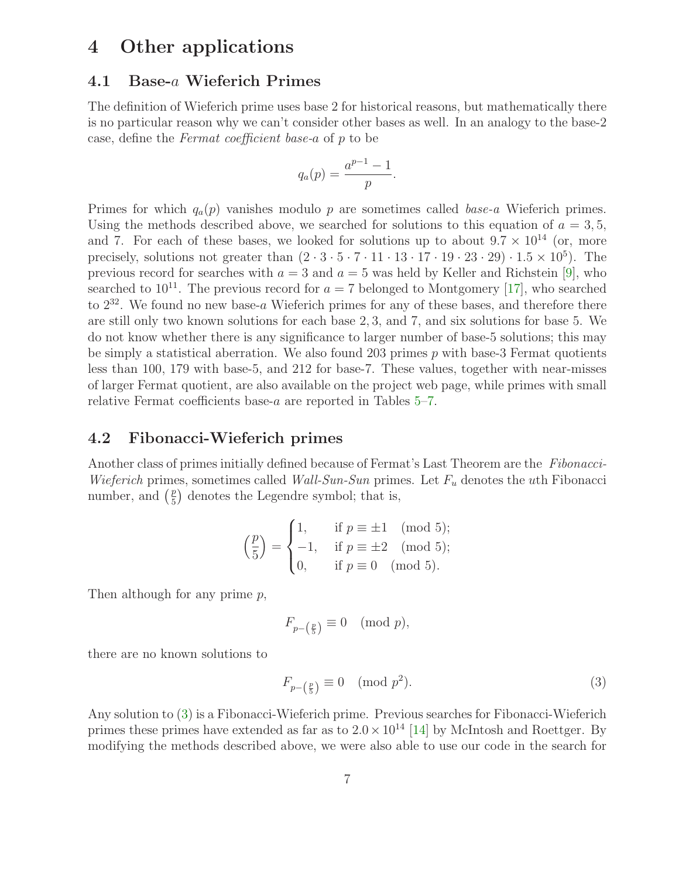# 4 Other applications

## 4.1 Base-$a$ Wieferich Primes

The definition of Wieferich prime uses base 2 for historical reasons, but mathematically there is no particular reason why we can't consider other bases as well. In an analogy to the base-2 case, define the *Fermat coefficient base-$a$* of $p$ to be

$$q_a(p) = \frac{a^{p-1} - 1}{p}.$$

Primes for which $q_a(p)$ vanishes modulo $p$ are sometimes called *base-$a$* Wieferich primes. Using the methods described above, we searched for solutions to this equation of $a = 3, 5$, and 7. For each of these bases, we looked for solutions up to about $9.7 \times 10^{14}$ (or, more precisely, solutions not greater than $(2 \cdot 3 \cdot 5 \cdot 7 \cdot 11 \cdot 13 \cdot 17 \cdot 19 \cdot 23 \cdot 29) \cdot 1.5 \times 10^5$). The previous record for searches with $a = 3$ and $a = 5$ was held by Keller and Richstein [9], who searched to $10^{11}$. The previous record for $a = 7$ belonged to Montgomery [17], who searched to $2^{32}$. We found no new base-$a$ Wieferich primes for any of these bases, and therefore there are still only two known solutions for each base 2, 3, and 7, and six solutions for base 5. We do not know whether there is any significance to larger number of base-5 solutions; this may be simply a statistical aberration. We also found 203 primes $p$ with base-3 Fermat quotients less than 100, 179 with base-5, and 212 for base-7. These values, together with near-misses of larger Fermat quotient, are also available on the project web page, while primes with small relative Fermat coefficients base-$a$ are reported in Tables 5–7.

## 4.2 Fibonacci-Wieferich primes

Another class of primes initially defined because of Fermat's Last Theorem are the *Fibonacci-Wieferich* primes, sometimes called *Wall-Sun-Sun* primes. Let $F_u$ denotes the $u$th Fibonacci number, and $\left(\frac{p}{5}\right)$ denotes the Legendre symbol; that is,

$$\left(\frac{p}{5}\right) = \begin{cases} 1, & \text{if } p \equiv \pm 1 \pmod 5; \\ -1, & \text{if } p \equiv \pm 2 \pmod 5; \\ 0, & \text{if } p \equiv 0 \pmod 5. \end{cases}$$

Then although for any prime $p$,

$$F_{p - \left(\frac{p}{5}\right)} \equiv 0 \pmod p,$$

there are no known solutions to

$$F_{p - \left(\frac{p}{5}\right)} \equiv 0 \pmod{p^2}. \tag{3}$$

Any solution to (3) is a Fibonacci-Wieferich prime. Previous searches for Fibonacci-Wieferich primes these primes have extended as far as to $2.0 \times 10^{14}$ [14] by McIntosh and Roettger. By modifying the methods described above, we were also able to use our code in the search for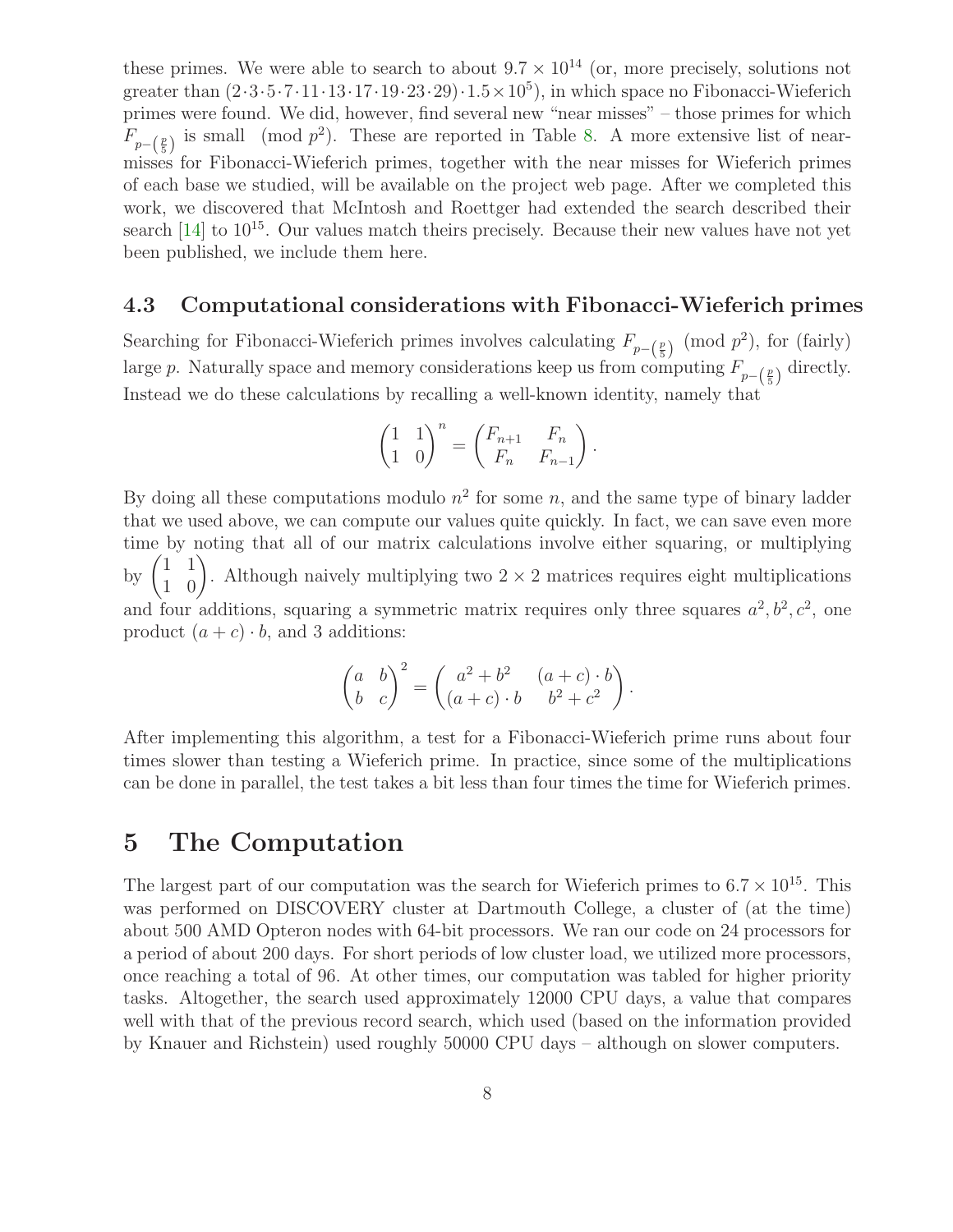these primes. We were able to search to about $9.7 \times 10^{14}$ (or, more precisely, solutions not greater than $(2 \cdot 3 \cdot 5 \cdot 7 \cdot 11 \cdot 13 \cdot 17 \cdot 19 \cdot 23 \cdot 29) \cdot 1.5 \times 10^5$), in which space no Fibonacci-Wieferich primes were found. We did, however, find several new "near misses" – those primes for which $F_{p-\left(\frac{p}{5}\right)}$ is small $\pmod{p^2}$. These are reported in Table 8. A more extensive list of near-misses for Fibonacci-Wieferich primes, together with the near misses for Wieferich primes of each base we studied, will be available on the project web page. After we completed this work, we discovered that McIntosh and Roettger had extended the search described their search [14] to $10^{15}$. Our values match theirs precisely. Because their new values have not yet been published, we include them here.

### 4.3 Computational considerations with Fibonacci-Wieferich primes

Searching for Fibonacci-Wieferich primes involves calculating $F_{p-\left(\frac{p}{5}\right)} \pmod{p^2}$, for (fairly) large $p$. Naturally space and memory considerations keep us from computing $F_{p-\left(\frac{p}{5}\right)}$ directly. Instead we do these calculations by recalling a well-known identity, namely that

$$\begin{pmatrix} 1 & 1 \\ 1 & 0 \end{pmatrix}^n = \begin{pmatrix} F_{n+1} & F_n \\ F_n & F_{n-1} \end{pmatrix}.$$

By doing all these computations modulo $n^2$ for some $n$, and the same type of binary ladder that we used above, we can compute our values quite quickly. In fact, we can save even more time by noting that all of our matrix calculations involve either squaring, or multiplying by $\begin{pmatrix} 1 & 1 \\ 1 & 0 \end{pmatrix}$. Although naively multiplying two $2 \times 2$ matrices requires eight multiplications and four additions, squaring a symmetric matrix requires only three squares $a^2, b^2, c^2$, one product $(a + c) \cdot b$, and 3 additions:

$$\begin{pmatrix} a & b \\ b & c \end{pmatrix}^2 = \begin{pmatrix} a^2 + b^2 & (a + c) \cdot b \\ (a + c) \cdot b & b^2 + c^2 \end{pmatrix}.$$

After implementing this algorithm, a test for a Fibonacci-Wieferich prime runs about four times slower than testing a Wieferich prime. In practice, since some of the multiplications can be done in parallel, the test takes a bit less than four times the time for Wieferich primes.

## 5 The Computation

The largest part of our computation was the search for Wieferich primes to $6.7 \times 10^{15}$. This was performed on DISCOVERY cluster at Dartmouth College, a cluster of (at the time) about 500 AMD Opteron nodes with 64-bit processors. We ran our code on 24 processors for a period of about 200 days. For short periods of low cluster load, we utilized more processors, once reaching a total of 96. At other times, our computation was tabled for higher priority tasks. Altogether, the search used approximately 12000 CPU days, a value that compares well with that of the previous record search, which used (based on the information provided by Knauer and Richstein) used roughly 50000 CPU days – although on slower computers.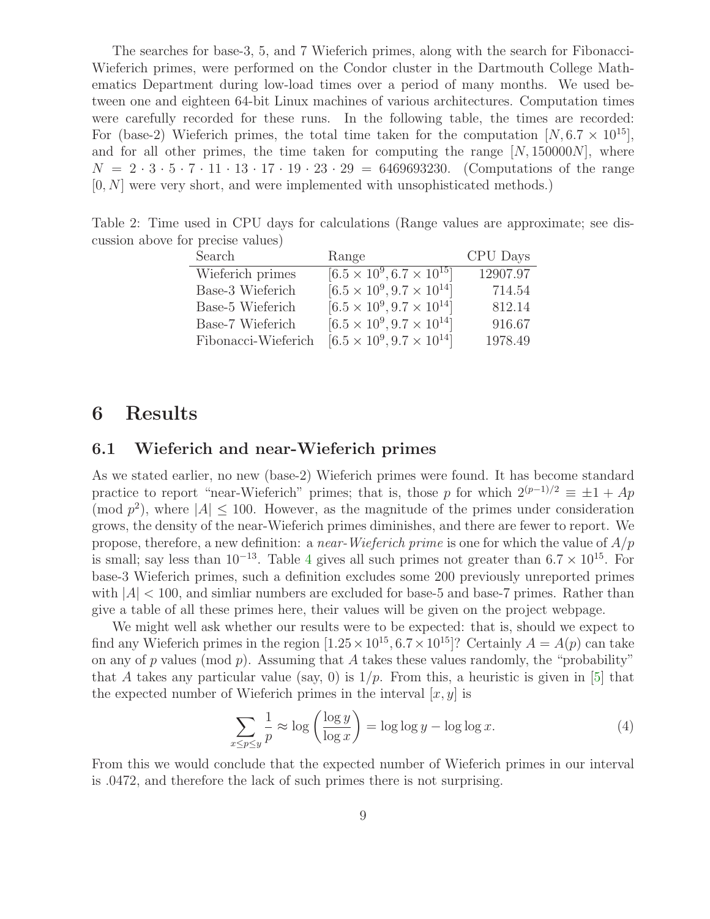The searches for base-3, 5, and 7 Wieferich primes, along with the search for Fibonacci-Wieferich primes, were performed on the Condor cluster in the Dartmouth College Mathematics Department during low-load times over a period of many months. We used between one and eighteen 64-bit Linux machines of various architectures. Computation times were carefully recorded for these runs. In the following table, the times are recorded: For (base-2) Wieferich primes, the total time taken for the computation $[N, 6.7 \times 10^{15}]$, and for all other primes, the time taken for computing the range $[N, 150000N]$, where $N = 2 \cdot 3 \cdot 5 \cdot 7 \cdot 11 \cdot 13 \cdot 17 \cdot 19 \cdot 23 \cdot 29 = 6469693230$. (Computations of the range $[0, N]$ were very short, and were implemented with unsophisticated methods.)

Table 2: Time used in CPU days for calculations (Range values are approximate; see discussion above for precise values)

| Search | Range | CPU Days |
|---|---|---|
| Wieferich primes | $[6.5 \times 10^9, 6.7 \times 10^{15}]$ | 12907.97 |
| Base-3 Wieferich | $[6.5 \times 10^9, 9.7 \times 10^{14}]$ | 714.54 |
| Base-5 Wieferich | $[6.5 \times 10^9, 9.7 \times 10^{14}]$ | 812.14 |
| Base-7 Wieferich | $[6.5 \times 10^9, 9.7 \times 10^{14}]$ | 916.67 |
| Fibonacci-Wieferich | $[6.5 \times 10^9, 9.7 \times 10^{14}]$ | 1978.49 |

# 6 Results

## 6.1 Wieferich and near-Wieferich primes

As we stated earlier, no new (base-2) Wieferich primes were found. It has become standard practice to report "near-Wieferich" primes; that is, those $p$ for which $2^{(p-1)/2} \equiv \pm 1 + Ap \pmod{p^2}$, where $|A| \leq 100$. However, as the magnitude of the primes under consideration grows, the density of the near-Wieferich primes diminishes, and there are fewer to report. We propose, therefore, a new definition: a *near-Wieferich prime* is one for which the value of $A/p$ is small; say less than $10^{-13}$. Table 4 gives all such primes not greater than $6.7 \times 10^{15}$. For base-3 Wieferich primes, such a definition excludes some 200 previously unreported primes with $|A| < 100$, and simliar numbers are excluded for base-5 and base-7 primes. Rather than give a table of all these primes here, their values will be given on the project webpage.

We might well ask whether our results were to be expected: that is, should we expect to find any Wieferich primes in the region $[1.25 \times 10^{15}, 6.7 \times 10^{15}]$? Certainly $A = A(p)$ can take on any of $p$ values (mod $p$). Assuming that $A$ takes these values randomly, the "probability" that $A$ takes any particular value (say, 0) is $1/p$. From this, a heuristic is given in [5] that the expected number of Wieferich primes in the interval $[x, y]$ is

$$\sum_{x \leq p \leq y} \frac{1}{p} \approx \log\left(\frac{\log y}{\log x}\right) = \log\log y - \log\log x. \tag{4}$$

From this we would conclude that the expected number of Wieferich primes in our interval is .0472, and therefore the lack of such primes there is not surprising.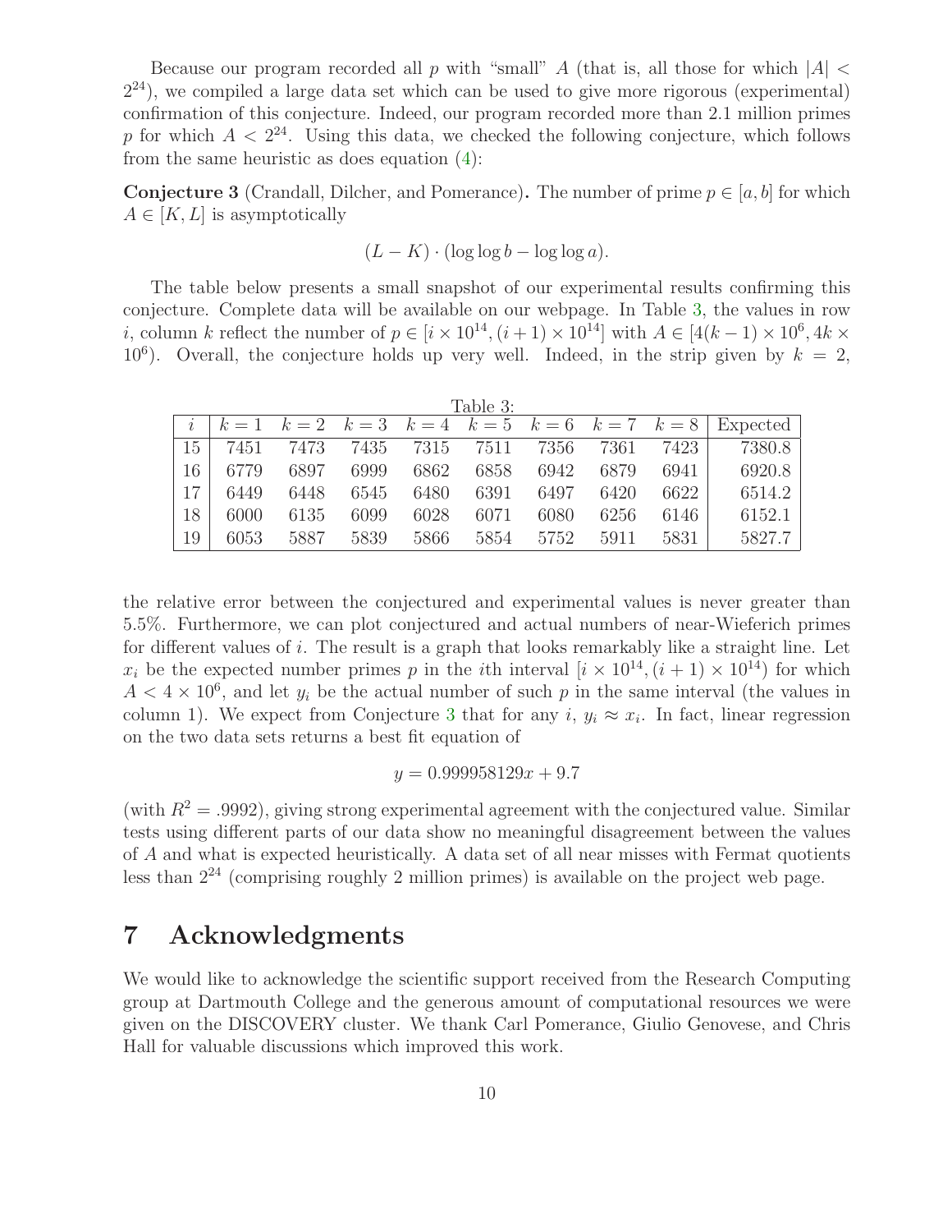Because our program recorded all $p$ with "small" $A$ (that is, all those for which $|A| < 2^{24}$), we compiled a large data set which can be used to give more rigorous (experimental) confirmation of this conjecture. Indeed, our program recorded more than 2.1 million primes $p$ for which $A < 2^{24}$. Using this data, we checked the following conjecture, which follows from the same heuristic as does equation (4):

**Conjecture 3** (Crandall, Dilcher, and Pomerance)**.** The number of prime $p \in [a, b]$ for which $A \in [K, L]$ is asymptotically

$$(L - K) \cdot (\log \log b - \log \log a).$$

The table below presents a small snapshot of our experimental results confirming this conjecture. Complete data will be available on our webpage. In Table 3, the values in row $i$, column $k$ reflect the number of $p \in [i \times 10^{14}, (i+1) \times 10^{14}]$ with $A \in [4(k-1) \times 10^6, 4k \times 10^6)$. Overall, the conjecture holds up very well. Indeed, in the strip given by $k = 2$, the relative error between the conjectured and experimental values is never greater than 5.5%. Furthermore, we can plot conjectured and actual numbers of near-Wieferich primes for different values of $i$. The result is a graph that looks remarkably like a straight line. Let $x_i$ be the expected number primes $p$ in the $i$th interval $[i \times 10^{14}, (i+1) \times 10^{14})$ for which $A < 4 \times 10^6$, and let $y_i$ be the actual number of such $p$ in the same interval (the values in column 1). We expect from Conjecture 3 that for any $i$, $y_i \approx x_i$. In fact, linear regression on the two data sets returns a best fit equation of

Table 3:

| $i$ | $k=1$ | $k=2$ | $k=3$ | $k=4$ | $k=5$ | $k=6$ | $k=7$ | $k=8$ | Expected |
|---|---|---|---|---|---|---|---|---|---|
| 15 | 7451 | 7473 | 7435 | 7315 | 7511 | 7356 | 7361 | 7423 | 7380.8 |
| 16 | 6779 | 6897 | 6999 | 6862 | 6858 | 6942 | 6879 | 6941 | 6920.8 |
| 17 | 6449 | 6448 | 6545 | 6480 | 6391 | 6497 | 6420 | 6622 | 6514.2 |
| 18 | 6000 | 6135 | 6099 | 6028 | 6071 | 6080 | 6256 | 6146 | 6152.1 |
| 19 | 6053 | 5887 | 5839 | 5866 | 5854 | 5752 | 5911 | 5831 | 5827.7 |

$$y = 0.999958129x + 9.7$$

(with $R^2 = .9992$), giving strong experimental agreement with the conjectured value. Similar tests using different parts of our data show no meaningful disagreement between the values of $A$ and what is expected heuristically. A data set of all near misses with Fermat quotients less than $2^{24}$ (comprising roughly 2 million primes) is available on the project web page.

# 7 Acknowledgments

We would like to acknowledge the scientific support received from the Research Computing group at Dartmouth College and the generous amount of computational resources we were given on the DISCOVERY cluster. We thank Carl Pomerance, Giulio Genovese, and Chris Hall for valuable discussions which improved this work.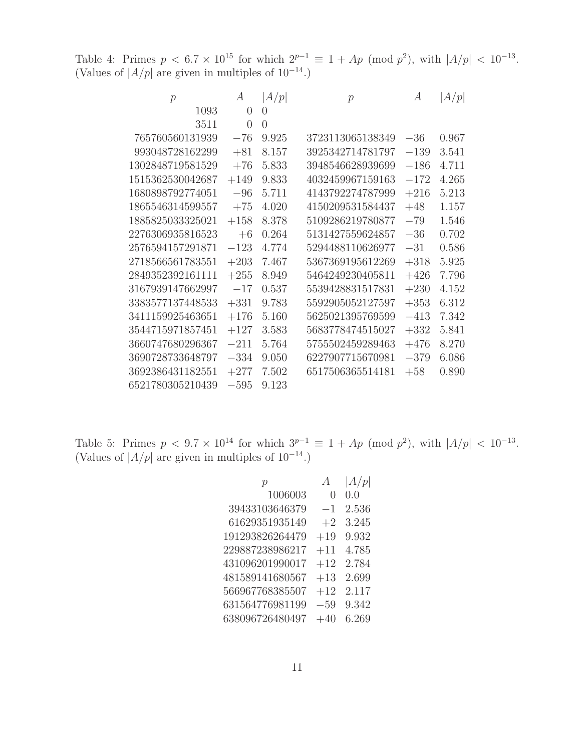Table 4: Primes $p < 6.7 \times 10^{15}$ for which $2^{p-1} \equiv 1 + Ap \pmod{p^2}$, with $|A/p| < 10^{-13}$. (Values of $|A/p|$ are given in multiples of $10^{-14}$.)

| $p$ | $A$ | $\vert A/p \vert$ | $p$ | $A$ | $\vert A/p \vert$ |
|---|---|---|---|---|---|
| 1093 | 0 | 0 | | | |
| 3511 | 0 | 0 | | | |
| 765760560131939 | $-76$ | 9.925 | 3723113065138349 | $-36$ | 0.967 |
| 993048728162299 | $+81$ | 8.157 | 3925342714781797 | $-139$ | 3.541 |
| 1302848719581529 | $+76$ | 5.833 | 3948546628939699 | $-186$ | 4.711 |
| 1515362530042687 | $+149$ | 9.833 | 4032459967159163 | $-172$ | 4.265 |
| 1680898792774051 | $-96$ | 5.711 | 4143792274787999 | $+216$ | 5.213 |
| 1865546314599557 | $+75$ | 4.020 | 4150209531584437 | $+48$ | 1.157 |
| 1885825033325021 | $+158$ | 8.378 | 5109286219780877 | $-79$ | 1.546 |
| 2276306935816523 | $+6$ | 0.264 | 5131427559624857 | $-36$ | 0.702 |
| 2576594157291871 | $-123$ | 4.774 | 5294488110626977 | $-31$ | 0.586 |
| 2718566561783551 | $+203$ | 7.467 | 5367369195612269 | $+318$ | 5.925 |
| 2849352392161111 | $+255$ | 8.949 | 5464249230405811 | $+426$ | 7.796 |
| 3167939147662997 | $-17$ | 0.537 | 5539428831517831 | $+230$ | 4.152 |
| 3383577137448533 | $+331$ | 9.783 | 5592905052127597 | $+353$ | 6.312 |
| 3411159925463651 | $+176$ | 5.160 | 5625021395769599 | $-413$ | 7.342 |
| 3544715971857451 | $+127$ | 3.583 | 5683778474515027 | $+332$ | 5.841 |
| 3660747680296367 | $-211$ | 5.764 | 5755502459289463 | $+476$ | 8.270 |
| 3690728733648797 | $-334$ | 9.050 | 6227907715670981 | $-379$ | 6.086 |
| 3692386431182551 | $+277$ | 7.502 | 6517506365514181 | $+58$ | 0.890 |
| 6521780305210439 | $-595$ | 9.123 | | | |

Table 5: Primes $p < 9.7 \times 10^{14}$ for which $3^{p-1} \equiv 1 + Ap \pmod{p^2}$, with $|A/p| < 10^{-13}$. (Values of $|A/p|$ are given in multiples of $10^{-14}$.)

| $p$ | $A$ | $\vert A/p \vert$ |
|---|---|---|
| 1006003 | 0 | 0.0 |
| 39433103646379 | $-1$ | 2.536 |
| 61629351935149 | $+2$ | 3.245 |
| 191293826264479 | $+19$ | 9.932 |
| 229887238986217 | $+11$ | 4.785 |
| 431096201990017 | $+12$ | 2.784 |
| 481589141680567 | $+13$ | 2.699 |
| 566967768385507 | $+12$ | 2.117 |
| 631564776981199 | $-59$ | 9.342 |
| 638096726480497 | $+40$ | 6.269 |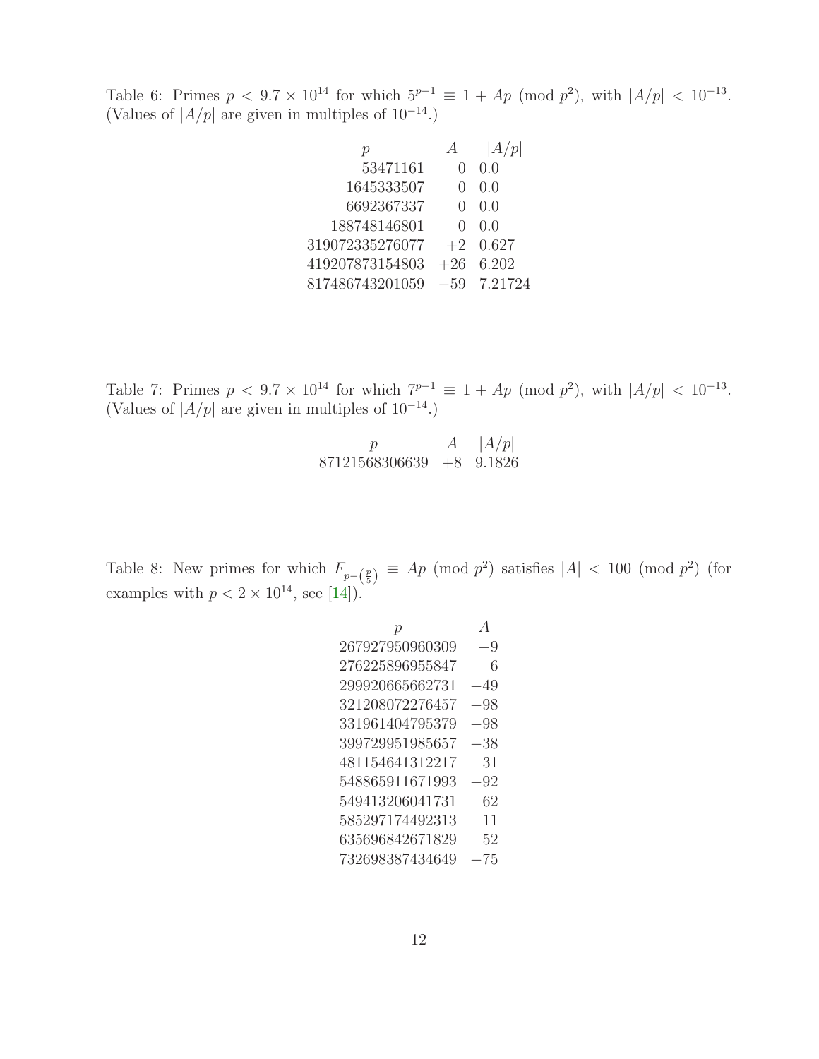Table 6: Primes $p < 9.7 \times 10^{14}$ for which $5^{p-1} \equiv 1 + Ap \pmod{p^2}$, with $|A/p| < 10^{-13}$. (Values of $|A/p|$ are given in multiples of $10^{-14}$.)

| $p$ | $A$ | $\|A/p\|$ |
|---:|---:|---|
| 53471161 | 0 | 0.0 |
| 1645333507 | 0 | 0.0 |
| 6692367337 | 0 | 0.0 |
| 188748146801 | 0 | 0.0 |
| 319072335276077 | +2 | 0.627 |
| 419207873154803 | +26 | 6.202 |
| 817486743201059 | −59 | 7.21724 |

Table 7: Primes $p < 9.7 \times 10^{14}$ for which $7^{p-1} \equiv 1 + Ap \pmod{p^2}$, with $|A/p| < 10^{-13}$. (Values of $|A/p|$ are given in multiples of $10^{-14}$.)

| $p$ | $A$ | $\|A/p\|$ |
|---:|---:|---|
| 87121568306639 | +8 | 9.1826 |

Table 8: New primes for which $F_{p-\left(\frac{p}{5}\right)} \equiv Ap \pmod{p^2}$ satisfies $|A| < 100 \pmod{p^2}$ (for examples with $p < 2 \times 10^{14}$, see [14]).

| $p$ | $A$ |
|---:|---:|
| 267927950960309 | −9 |
| 276225896955847 | 6 |
| 299920665662731 | −49 |
| 321208072276457 | −98 |
| 331961404795379 | −98 |
| 399729951985657 | −38 |
| 481154641312217 | 31 |
| 548865911671993 | −92 |
| 549413206041731 | 62 |
| 585297174492313 | 11 |
| 635696842671829 | 52 |
| 732698387434649 | −75 |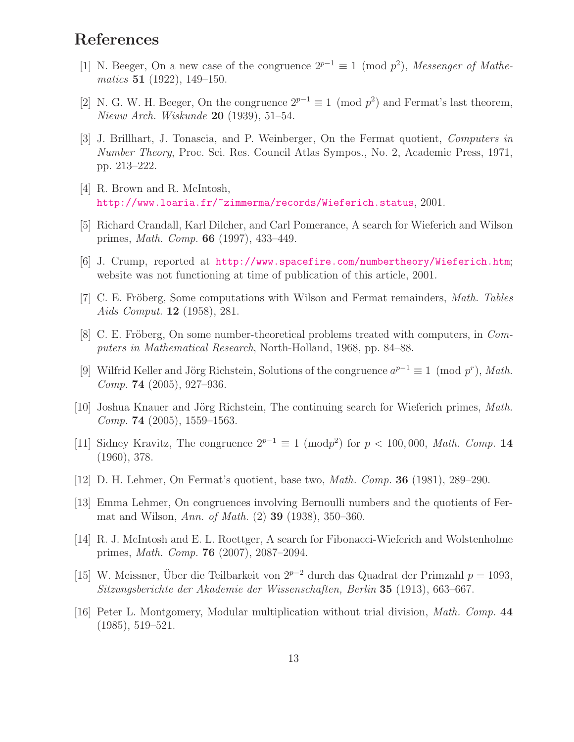# References

[1] N. Beeger, On a new case of the congruence $2^{p-1} \equiv 1 \pmod{p^2}$, *Messenger of Mathematics* **51** (1922), 149–150.

[2] N. G. W. H. Beeger, On the congruence $2^{p-1} \equiv 1 \pmod{p^2}$ and Fermat's last theorem, *Nieuw Arch. Wiskunde* **20** (1939), 51–54.

[3] J. Brillhart, J. Tonascia, and P. Weinberger, On the Fermat quotient, *Computers in Number Theory*, Proc. Sci. Res. Council Atlas Sympos., No. 2, Academic Press, 1971, pp. 213–222.

[4] R. Brown and R. McIntosh, http://www.loaria.fr/~zimmerma/records/Wieferich.status, 2001.

[5] Richard Crandall, Karl Dilcher, and Carl Pomerance, A search for Wieferich and Wilson primes, *Math. Comp.* **66** (1997), 433–449.

[6] J. Crump, reported at http://www.spacefire.com/numbertheory/Wieferich.htm; website was not functioning at time of publication of this article, 2001.

[7] C. E. Fröberg, Some computations with Wilson and Fermat remainders, *Math. Tables Aids Comput.* **12** (1958), 281.

[8] C. E. Fröberg, On some number-theoretical problems treated with computers, in *Computers in Mathematical Research*, North-Holland, 1968, pp. 84–88.

[9] Wilfrid Keller and Jörg Richstein, Solutions of the congruence $a^{p-1} \equiv 1 \pmod{p^r}$, *Math. Comp.* **74** (2005), 927–936.

[10] Joshua Knauer and Jörg Richstein, The continuing search for Wieferich primes, *Math. Comp.* **74** (2005), 1559–1563.

[11] Sidney Kravitz, The congruence $2^{p-1} \equiv 1 \pmod{p^2}$ for $p < 100,000$, *Math. Comp.* **14** (1960), 378.

[12] D. H. Lehmer, On Fermat's quotient, base two, *Math. Comp.* **36** (1981), 289–290.

[13] Emma Lehmer, On congruences involving Bernoulli numbers and the quotients of Fermat and Wilson, *Ann. of Math.* (2) **39** (1938), 350–360.

[14] R. J. McIntosh and E. L. Roettger, A search for Fibonacci-Wieferich and Wolstenholme primes, *Math. Comp.* **76** (2007), 2087–2094.

[15] W. Meissner, Über die Teilbarkeit von $2^{p-2}$ durch das Quadrat der Primzahl $p = 1093$, *Sitzungsberichte der Akademie der Wissenschaften, Berlin* **35** (1913), 663–667.

[16] Peter L. Montgomery, Modular multiplication without trial division, *Math. Comp.* **44** (1985), 519–521.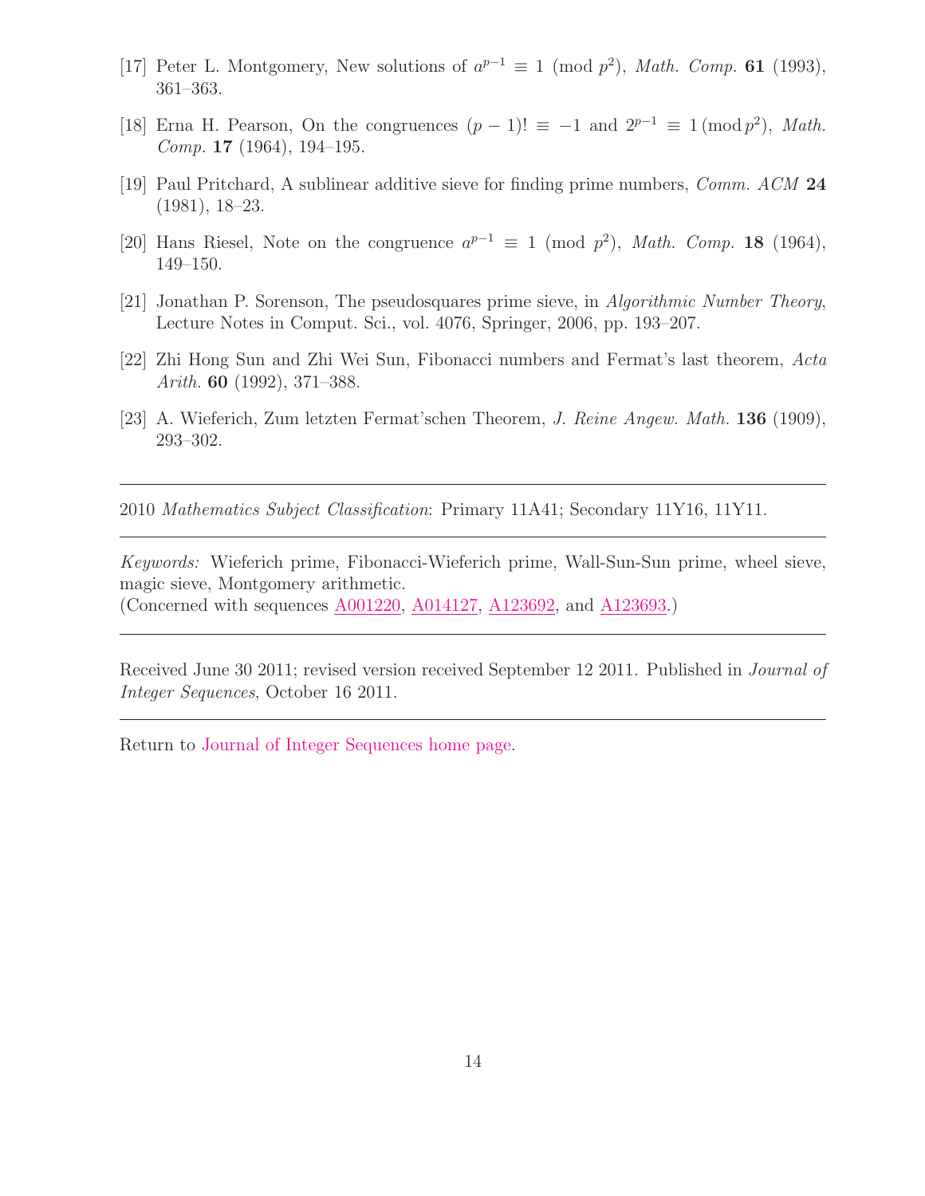[17] Peter L. Montgomery, New solutions of $a^{p-1} \equiv 1 \pmod{p^2}$, *Math. Comp.* **61** (1993), 361–363.

[18] Erna H. Pearson, On the congruences $(p-1)! \equiv -1$ and $2^{p-1} \equiv 1 \pmod{p^2}$, *Math. Comp.* **17** (1964), 194–195.

[19] Paul Pritchard, A sublinear additive sieve for finding prime numbers, *Comm. ACM* **24** (1981), 18–23.

[20] Hans Riesel, Note on the congruence $a^{p-1} \equiv 1 \pmod{p^2}$, *Math. Comp.* **18** (1964), 149–150.

[21] Jonathan P. Sorenson, The pseudosquares prime sieve, in *Algorithmic Number Theory*, Lecture Notes in Comput. Sci., vol. 4076, Springer, 2006, pp. 193–207.

[22] Zhi Hong Sun and Zhi Wei Sun, Fibonacci numbers and Fermat's last theorem, *Acta Arith.* **60** (1992), 371–388.

[23] A. Wieferich, Zum letzten Fermat'schen Theorem, *J. Reine Angew. Math.* **136** (1909), 293–302.

---

2010 *Mathematics Subject Classification*: Primary 11A41; Secondary 11Y16, 11Y11.

---

*Keywords:* Wieferich prime, Fibonacci-Wieferich prime, Wall-Sun-Sun prime, wheel sieve, magic sieve, Montgomery arithmetic.
(Concerned with sequences A001220, A014127, A123692, and A123693.)

---

Received June 30 2011; revised version received September 12 2011. Published in *Journal of Integer Sequences*, October 16 2011.

---

Return to Journal of Integer Sequences home page.